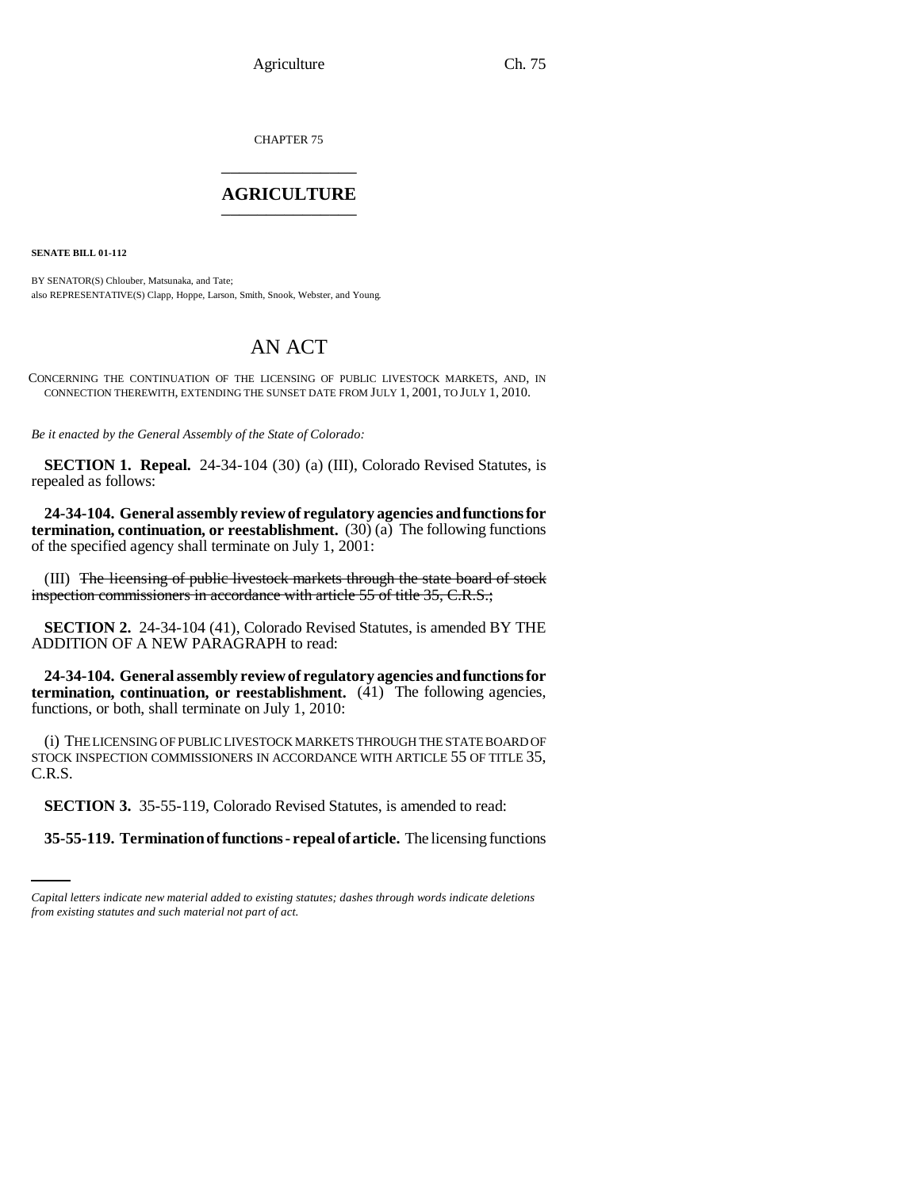CHAPTER 75

# AGRICULTURE

**SENATE BILL 01-112**

BY SENATOR(S) Chlouber, Matsunaka, and Tate;
also REPRESENTATIVE(S) Clapp, Hoppe, Larson, Smith, Snook, Webster, and Young.

# AN ACT

CONCERNING THE CONTINUATION OF THE LICENSING OF PUBLIC LIVESTOCK MARKETS, AND, IN CONNECTION THEREWITH, EXTENDING THE SUNSET DATE FROM JULY 1, 2001, TO JULY 1, 2010.

*Be it enacted by the General Assembly of the State of Colorado:*

**SECTION 1. Repeal.** 24-34-104 (30) (a) (III), Colorado Revised Statutes, is repealed as follows:

**24-34-104. General assembly review of regulatory agencies and functions for termination, continuation, or reestablishment.** (30) (a) The following functions of the specified agency shall terminate on July 1, 2001:

(III) ~~The licensing of public livestock markets through the state board of stock inspection commissioners in accordance with article 55 of title 35, C.R.S.;~~

**SECTION 2.** 24-34-104 (41), Colorado Revised Statutes, is amended BY THE ADDITION OF A NEW PARAGRAPH to read:

**24-34-104. General assembly review of regulatory agencies and functions for termination, continuation, or reestablishment.** (41) The following agencies, functions, or both, shall terminate on July 1, 2010:

(i) THE LICENSING OF PUBLIC LIVESTOCK MARKETS THROUGH THE STATE BOARD OF STOCK INSPECTION COMMISSIONERS IN ACCORDANCE WITH ARTICLE 55 OF TITLE 35, C.R.S.

**SECTION 3.** 35-55-119, Colorado Revised Statutes, is amended to read:

**35-55-119. Termination of functions - repeal of article.** The licensing functions

*Capital letters indicate new material added to existing statutes; dashes through words indicate deletions from existing statutes and such material not part of act.*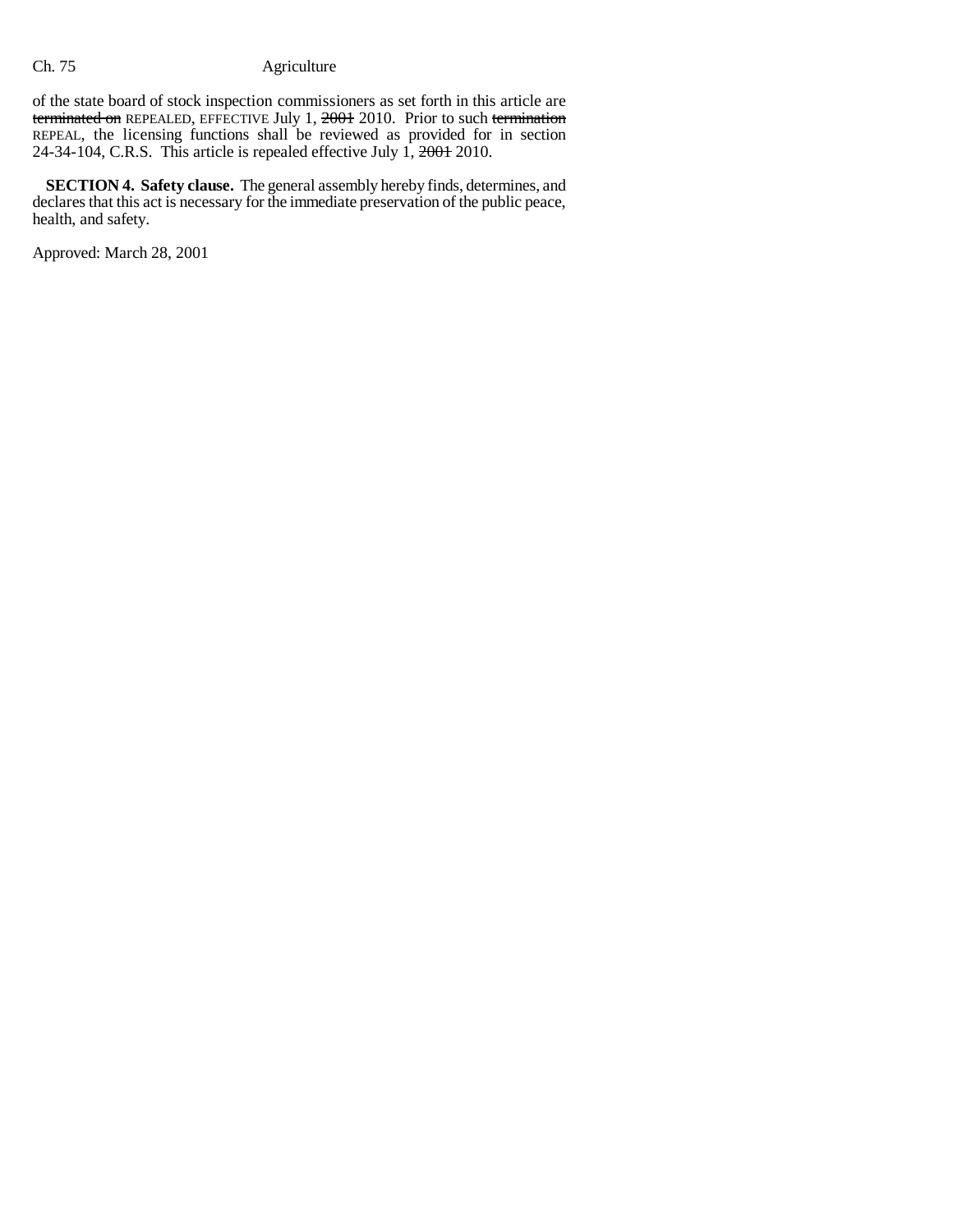of the state board of stock inspection commissioners as set forth in this article are ~~terminated on~~ REPEALED, EFFECTIVE July 1, ~~2001~~ 2010. Prior to such ~~termination~~ REPEAL, the licensing functions shall be reviewed as provided for in section 24-34-104, C.R.S. This article is repealed effective July 1, ~~2001~~ 2010.

**SECTION 4. Safety clause.** The general assembly hereby finds, determines, and declares that this act is necessary for the immediate preservation of the public peace, health, and safety.

Approved: March 28, 2001